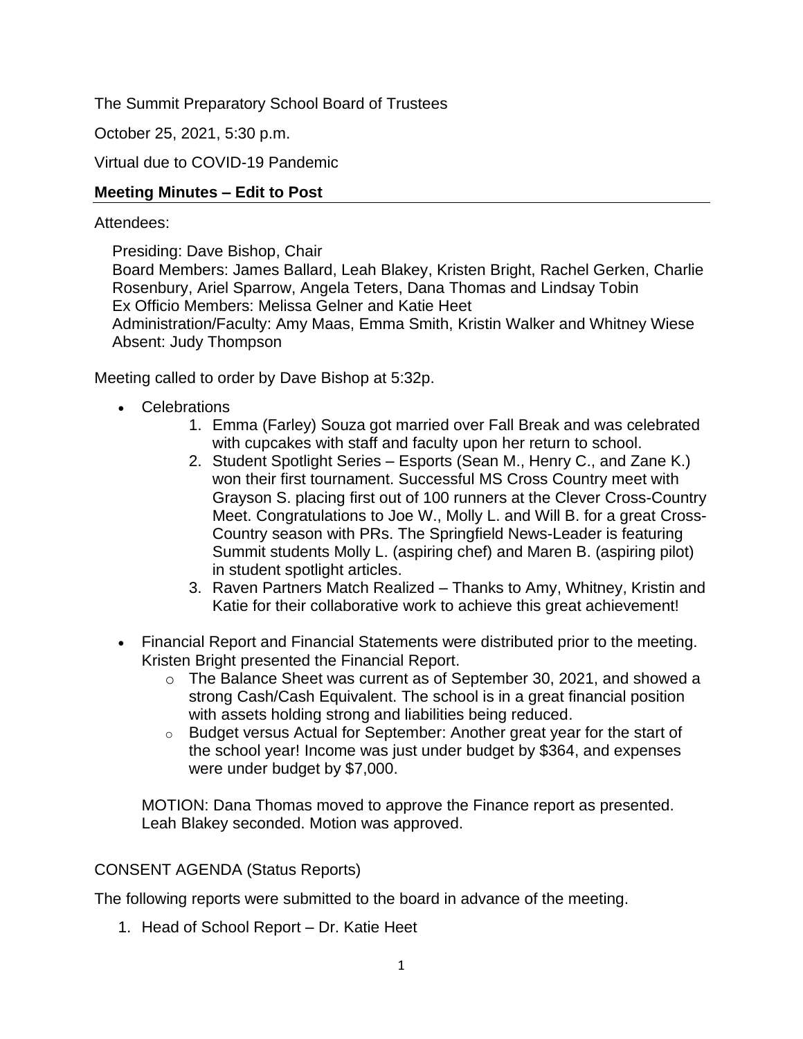The Summit Preparatory School Board of Trustees

October 25, 2021, 5:30 p.m.

Virtual due to COVID-19 Pandemic

## Meeting Minutes – Edit to Post

Attendees:

Presiding: Dave Bishop, Chair
Board Members: James Ballard, Leah Blakey, Kristen Bright, Rachel Gerken, Charlie Rosenbury, Ariel Sparrow, Angela Teters, Dana Thomas and Lindsay Tobin
Ex Officio Members: Melissa Gelner and Katie Heet
Administration/Faculty: Amy Maas, Emma Smith, Kristin Walker and Whitney Wiese
Absent: Judy Thompson

Meeting called to order by Dave Bishop at 5:32p.

- Celebrations
    1. Emma (Farley) Souza got married over Fall Break and was celebrated with cupcakes with staff and faculty upon her return to school.
    2. Student Spotlight Series – Esports (Sean M., Henry C., and Zane K.) won their first tournament. Successful MS Cross Country meet with Grayson S. placing first out of 100 runners at the Clever Cross-Country Meet. Congratulations to Joe W., Molly L. and Will B. for a great Cross-Country season with PRs. The Springfield News-Leader is featuring Summit students Molly L. (aspiring chef) and Maren B. (aspiring pilot) in student spotlight articles.
    3. Raven Partners Match Realized – Thanks to Amy, Whitney, Kristin and Katie for their collaborative work to achieve this great achievement!

- Financial Report and Financial Statements were distributed prior to the meeting. Kristen Bright presented the Financial Report.
    - The Balance Sheet was current as of September 30, 2021, and showed a strong Cash/Cash Equivalent. The school is in a great financial position with assets holding strong and liabilities being reduced.
    - Budget versus Actual for September: Another great year for the start of the school year! Income was just under budget by $364, and expenses were under budget by $7,000.

MOTION: Dana Thomas moved to approve the Finance report as presented. Leah Blakey seconded. Motion was approved.

CONSENT AGENDA (Status Reports)

The following reports were submitted to the board in advance of the meeting.

1. Head of School Report – Dr. Katie Heet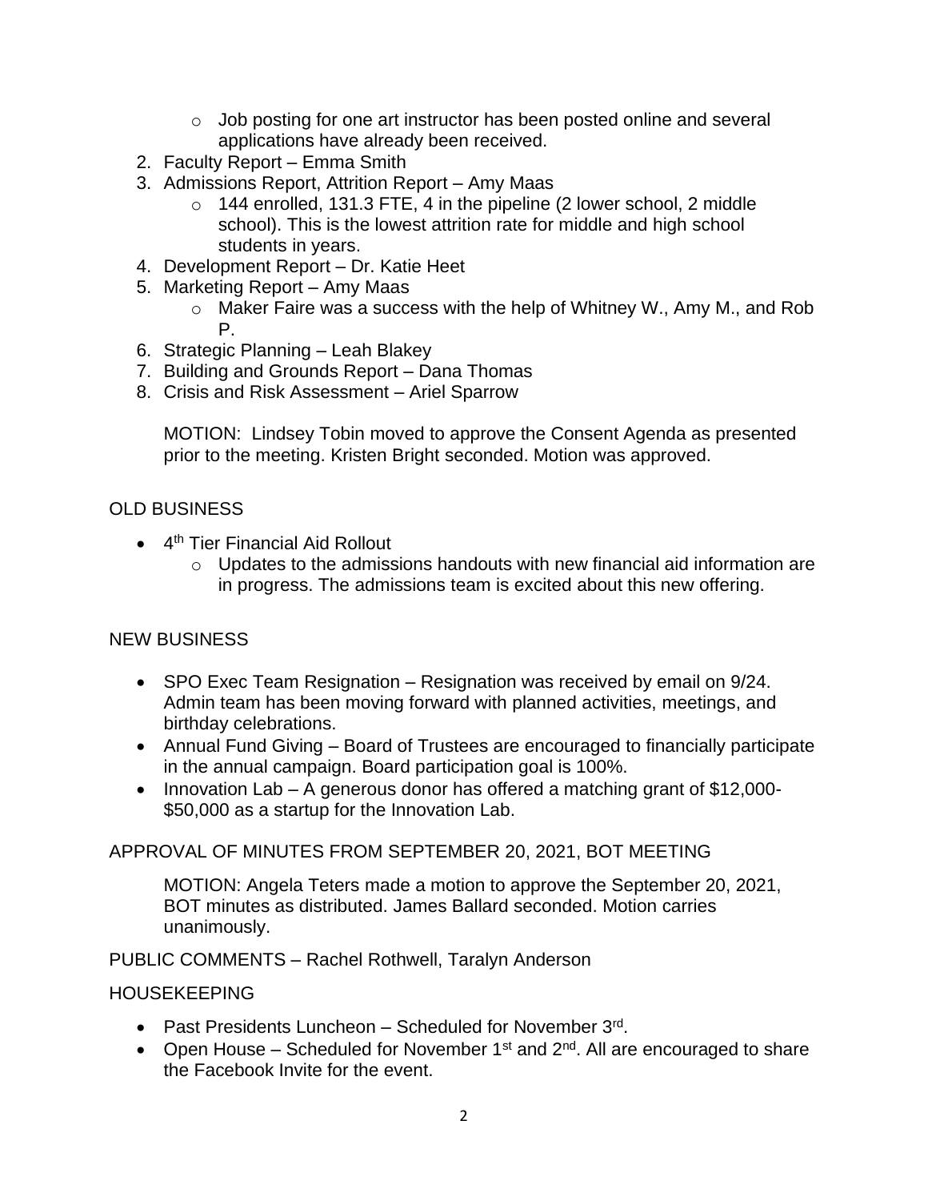- Job posting for one art instructor has been posted online and several applications have already been received.
2. Faculty Report – Emma Smith
3. Admissions Report, Attrition Report – Amy Maas
   - 144 enrolled, 131.3 FTE, 4 in the pipeline (2 lower school, 2 middle school). This is the lowest attrition rate for middle and high school students in years.
4. Development Report – Dr. Katie Heet
5. Marketing Report – Amy Maas
   - Maker Faire was a success with the help of Whitney W., Amy M., and Rob P.
6. Strategic Planning – Leah Blakey
7. Building and Grounds Report – Dana Thomas
8. Crisis and Risk Assessment – Ariel Sparrow

MOTION: Lindsey Tobin moved to approve the Consent Agenda as presented prior to the meeting. Kristen Bright seconded. Motion was approved.

OLD BUSINESS

- 4th Tier Financial Aid Rollout
  - Updates to the admissions handouts with new financial aid information are in progress. The admissions team is excited about this new offering.

NEW BUSINESS

- SPO Exec Team Resignation – Resignation was received by email on 9/24. Admin team has been moving forward with planned activities, meetings, and birthday celebrations.
- Annual Fund Giving – Board of Trustees are encouraged to financially participate in the annual campaign. Board participation goal is 100%.
- Innovation Lab – A generous donor has offered a matching grant of $12,000-$50,000 as a startup for the Innovation Lab.

APPROVAL OF MINUTES FROM SEPTEMBER 20, 2021, BOT MEETING

MOTION: Angela Teters made a motion to approve the September 20, 2021, BOT minutes as distributed. James Ballard seconded. Motion carries unanimously.

PUBLIC COMMENTS – Rachel Rothwell, Taralyn Anderson

HOUSEKEEPING

- Past Presidents Luncheon – Scheduled for November 3rd.
- Open House – Scheduled for November 1st and 2nd. All are encouraged to share the Facebook Invite for the event.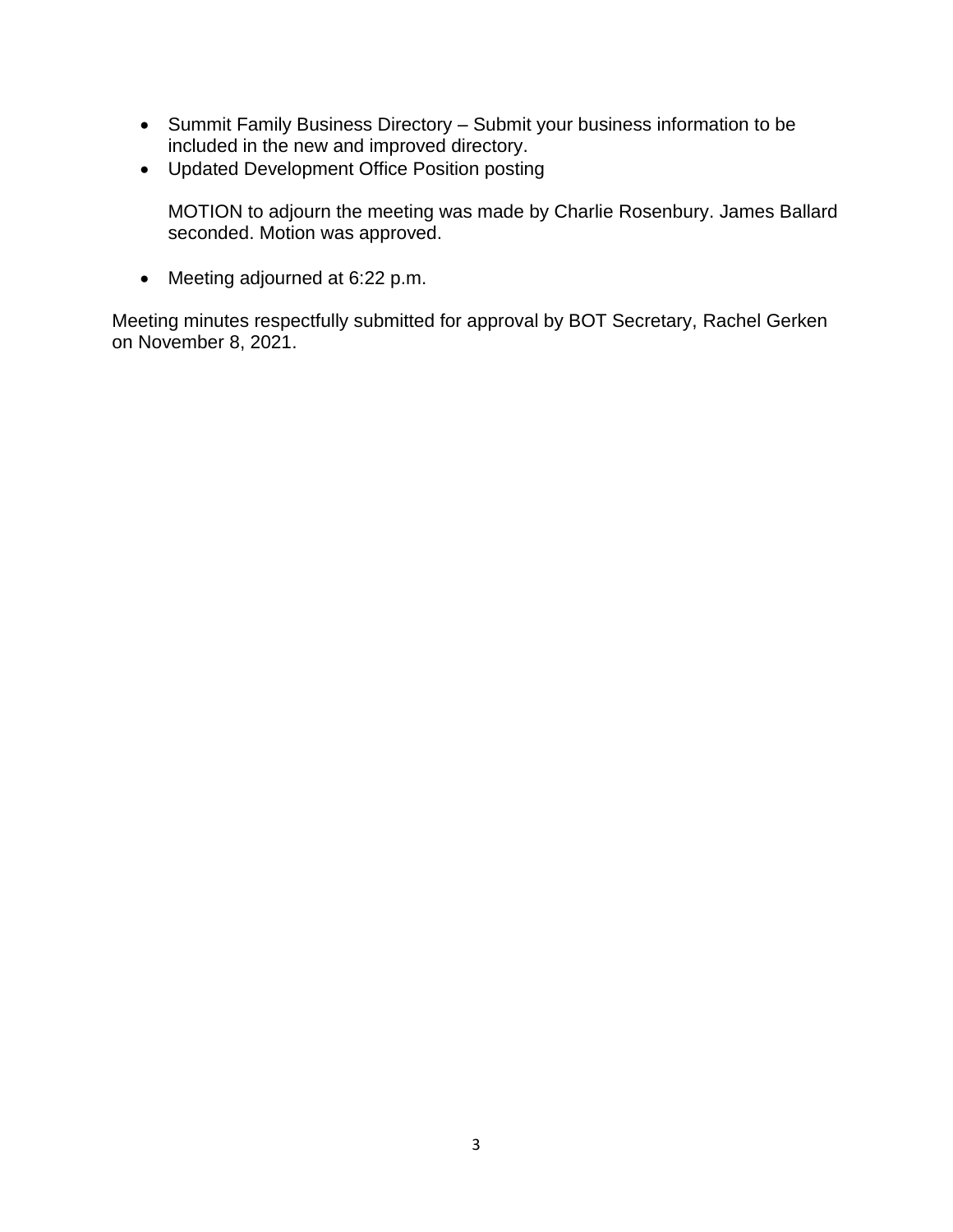- Summit Family Business Directory – Submit your business information to be included in the new and improved directory.
- Updated Development Office Position posting

  MOTION to adjourn the meeting was made by Charlie Rosenbury. James Ballard seconded. Motion was approved.

- Meeting adjourned at 6:22 p.m.

Meeting minutes respectfully submitted for approval by BOT Secretary, Rachel Gerken on November 8, 2021.